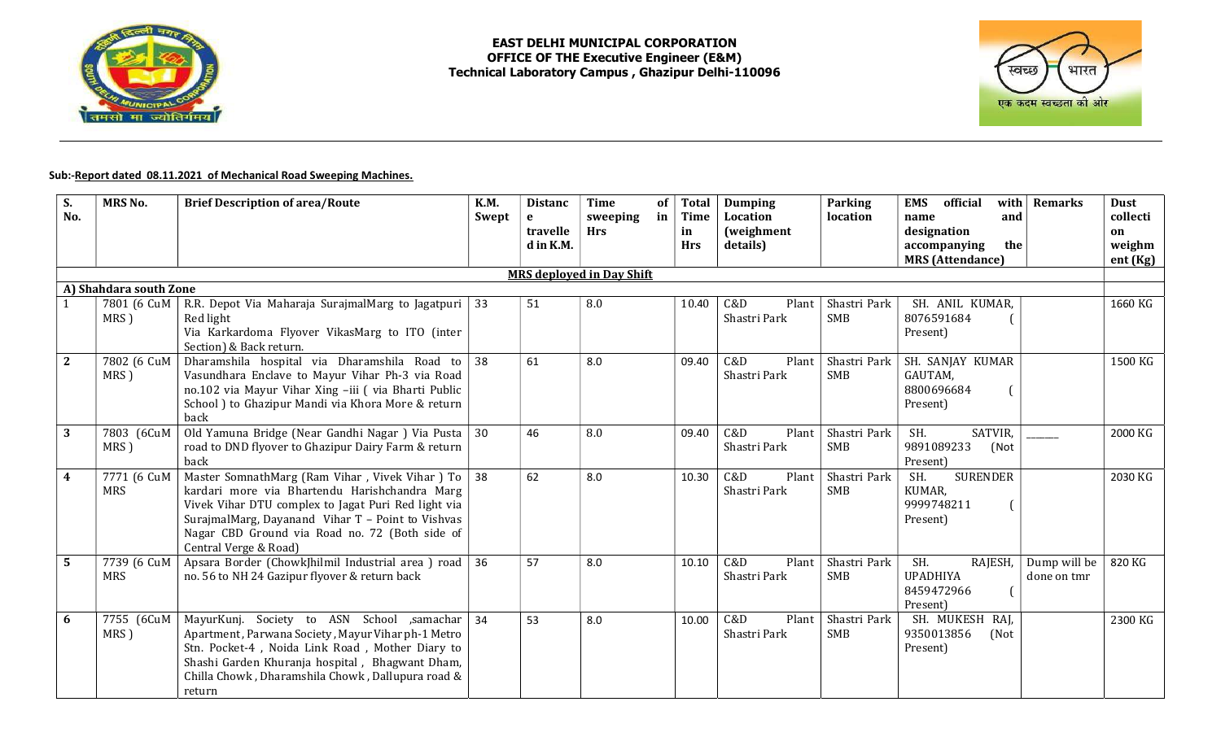**EAST DELHI MUNICIPAL CORPORATION**
**OFFICE OF THE Executive Engineer (E&M)**
**Technical Laboratory Campus , Ghazipur Delhi-110096**

**Sub:-Report dated 08.11.2021 of Mechanical Road Sweeping Machines.**

| S. No. | MRS No. | Brief Description of area/Route | K.M. Swept | Distance travelled in K.M. | Time of sweeping in Hrs | Total Time in Hrs | Dumping Location (weighment details) | Parking location | EMS official name and designation accompanying the MRS (Attendance) | Remarks | Dust collection weighment (Kg) |
|---|---|---|---|---|---|---|---|---|---|---|---|
| | | | | | **MRS deployed in Day Shift** | | | | | | |
| **A) Shahdara south Zone** | | | | | | | | | | | |
| 1 | 7801 (6 CuM MRS ) | R.R. Depot Via Maharaja SurajmalMarg to Jagatpuri Red light Via Karkardoma Flyover VikasMarg to ITO (inter Section) & Back return. | 33 | 51 | 8.0 | 10.40 | C&D Plant Shastri Park | Shastri Park SMB | SH. ANIL KUMAR, 8076591684 ( Present) | | 1660 KG |
| 2 | 7802 (6 CuM MRS ) | Dharamshila hospital via Dharamshila Road to Vasundhara Enclave to Mayur Vihar Ph-3 via Road no.102 via Mayur Vihar Xing –iii ( via Bharti Public School ) to Ghazipur Mandi via Khora More & return back | 38 | 61 | 8.0 | 09.40 | C&D Plant Shastri Park | Shastri Park SMB | SH. SANJAY KUMAR GAUTAM, 8800696684 ( Present) | | 1500 KG |
| 3 | 7803 (6CuM MRS ) | Old Yamuna Bridge (Near Gandhi Nagar ) Via Pusta road to DND flyover to Ghazipur Dairy Farm & return back | 30 | 46 | 8.0 | 09.40 | C&D Plant Shastri Park | Shastri Park SMB | SH. SATVIR, 9891089233 (Not Present) | ______ | 2000 KG |
| 4 | 7771 (6 CuM MRS | Master SomnathMarg (Ram Vihar , Vivek Vihar ) To kardari more via Bhartendu Harishchandra Marg Vivek Vihar DTU complex to Jagat Puri Red light via SurajmalMarg, Dayanand Vihar T – Point to Vishvas Nagar CBD Ground via Road no. 72 (Both side of Central Verge & Road) | 38 | 62 | 8.0 | 10.30 | C&D Plant Shastri Park | Shastri Park SMB | SH. SURENDER KUMAR, 9999748211 ( Present) | | 2030 KG |
| 5 | 7739 (6 CuM MRS | Apsara Border (ChowkJhilmil Industrial area ) road no. 56 to NH 24 Gazipur flyover & return back | 36 | 57 | 8.0 | 10.10 | C&D Plant Shastri Park | Shastri Park SMB | SH. RAJESH, UPADHIYA 8459472966 ( Present) | Dump will be done on tmr | 820 KG |
| 6 | 7755 (6CuM MRS ) | MayurKunj. Society to ASN School ,samachar Apartment, Parwana Society, Mayur Vihar ph-1 Metro Stn. Pocket-4 , Noida Link Road , Mother Diary to Shashi Garden Khuranja hospital , Bhagwant Dham, Chilla Chowk , Dharamshila Chowk , Dallupura road & return | 34 | 53 | 8.0 | 10.00 | C&D Plant Shastri Park | Shastri Park SMB | SH. MUKESH RAJ, 9350013856 (Not Present) | | 2300 KG |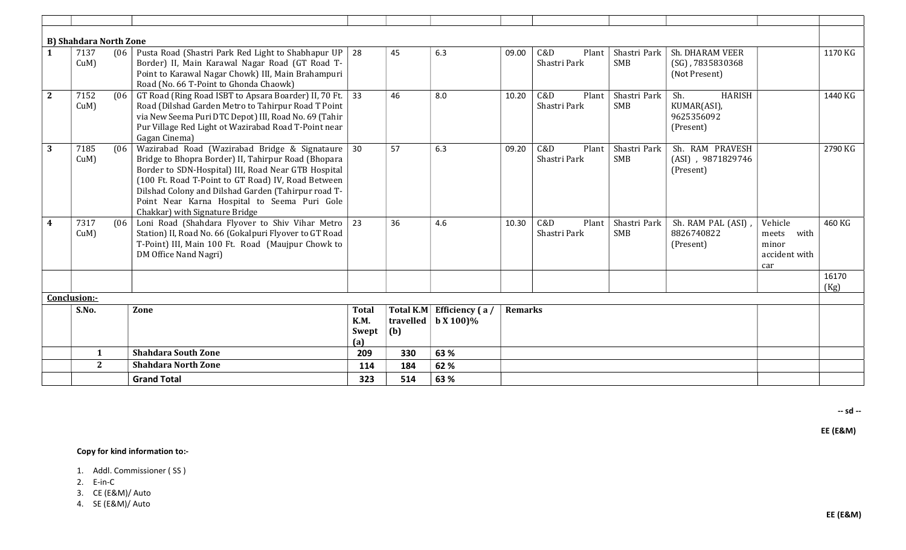| | | | | | | | | | | | |
|---|---|---|---|---|---|---|---|---|---|---|---|
| | | | | | | | | | | | |
| **B) Shahdara North Zone** | | | | | | | | | | | |
| **1** | 7137 (06 CuM) | Pusta Road (Shastri Park Red Light to Shabhapur UP Border) II, Main Karawal Nagar Road (GT Road T-Point to Karawal Nagar Chowk) III, Main Brahampuri Road (No. 66 T-Point to Ghonda Chaowk) | 28 | 45 | 6.3 | 09.00 | C&D Plant Shastri Park | Shastri Park SMB | Sh. DHARAM VEER (SG) , 7835830368 (Not Present) | | 1170 KG |
| **2** | 7152 (06 CuM) | GT Road (Ring Road ISBT to Apsara Boarder) II, 70 Ft. Road (Dilshad Garden Metro to Tahirpur Road T Point via New Seema Puri DTC Depot) III, Road No. 69 (Tahir Pur Village Red Light ot Wazirabad Road T-Point near Gagan Cinema) | 33 | 46 | 8.0 | 10.20 | C&D Plant Shastri Park | Shastri Park SMB | Sh. HARISH KUMAR(ASI), 9625356092 (Present) | | 1440 KG |
| **3** | 7185 (06 CuM) | Wazirabad Road (Wazirabad Bridge & Signataure Bridge to Bhopra Border) II, Tahirpur Road (Bhopara Border to SDN-Hospital) III, Road Near GTB Hospital (100 Ft. Road T-Point to GT Road) IV, Road Between Dilshad Colony and Dilshad Garden (Tahirpur road T-Point Near Karna Hospital to Seema Puri Gole Chakkar) with Signature Bridge | 30 | 57 | 6.3 | 09.20 | C&D Plant Shastri Park | Shastri Park SMB | Sh. RAM PRAVESH (ASI) , 9871829746 (Present) | | 2790 KG |
| **4** | 7317 (06 CuM) | Loni Road (Shahdara Flyover to Shiv Vihar Metro Station) II, Road No. 66 (Gokalpuri Flyover to GT Road T-Point) III, Main 100 Ft. Road (Maujpur Chowk to DM Office Nand Nagri) | 23 | 36 | 4.6 | 10.30 | C&D Plant Shastri Park | Shastri Park SMB | Sh. RAM PAL (ASI) , 8826740822 (Present) | Vehicle meets with minor accident with car | 460 KG |
| | | | | | | | | | | | 16170 (Kg) |

**Conclusion:-**

| | S.No. | Zone | Total K.M. Swept (a) | Total K.M travelled (b) | Efficiency ( a / b X 100)% | Remarks | |
|---|---|---|---|---|---|---|---|
| | **1** | **Shahdara South Zone** | **209** | **330** | **63 %** | | |
| | **2** | **Shahdara North Zone** | **114** | **184** | **62 %** | | |
| | | **Grand Total** | **323** | **514** | **63 %** | | |

**-- sd --**

**EE (E&M)**

**Copy for kind information to:-**

1. Addl. Commissioner ( SS )
2. E-in-C
3. CE (E&M)/ Auto
4. SE (E&M)/ Auto

**EE (E&M)**